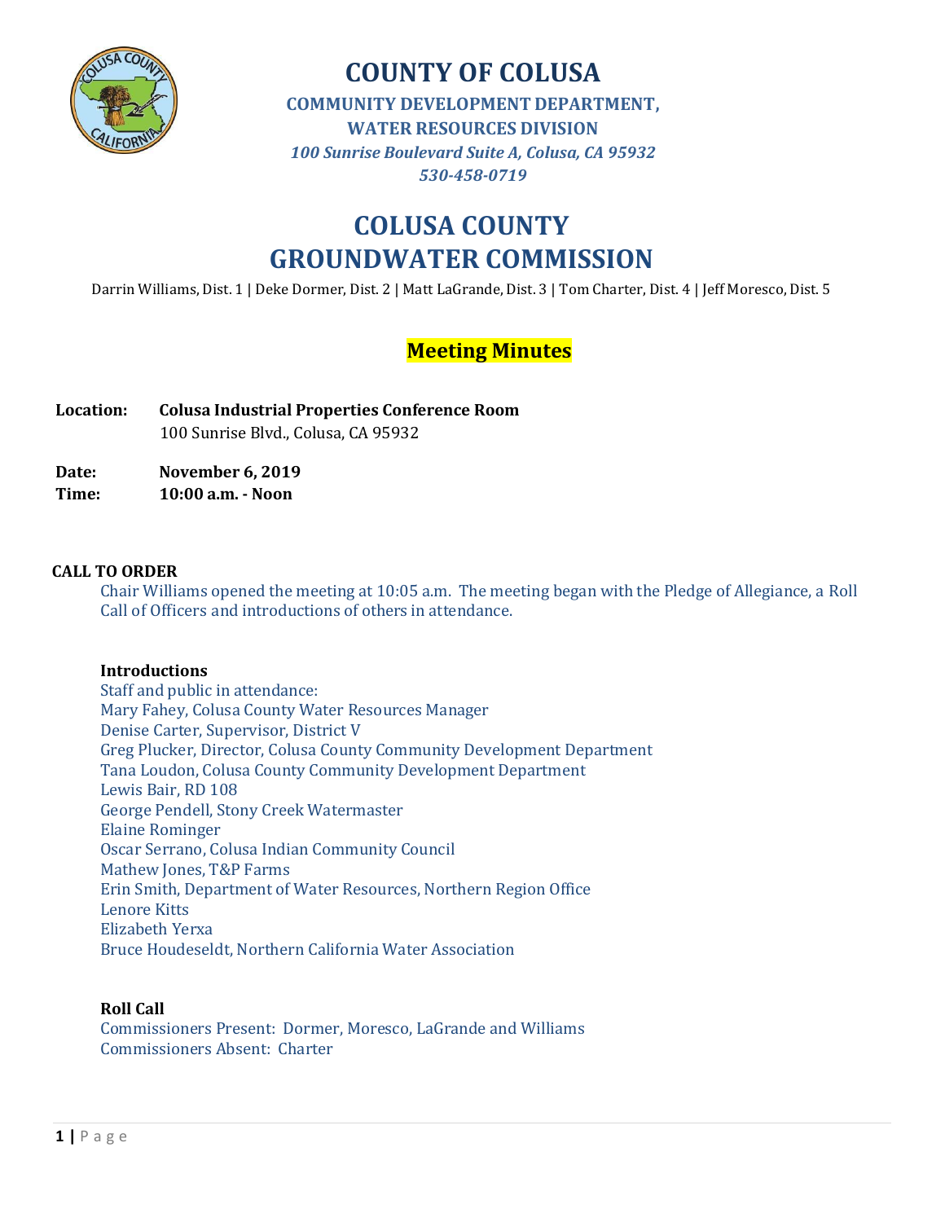# COUNTY OF COLUSA

**COMMUNITY DEVELOPMENT DEPARTMENT,**
**WATER RESOURCES DIVISION**
***100 Sunrise Boulevard Suite A, Colusa, CA 95932***
***530-458-0719***

# COLUSA COUNTY GROUNDWATER COMMISSION

Darrin Williams, Dist. 1 | Deke Dormer, Dist. 2 | Matt LaGrande, Dist. 3 | Tom Charter, Dist. 4 | Jeff Moresco, Dist. 5

## Meeting Minutes

**Location:** **Colusa Industrial Properties Conference Room**
100 Sunrise Blvd., Colusa, CA 95932

**Date:** **November 6, 2019**
**Time:** **10:00 a.m. - Noon**

### CALL TO ORDER

Chair Williams opened the meeting at 10:05 a.m. The meeting began with the Pledge of Allegiance, a Roll Call of Officers and introductions of others in attendance.

#### Introductions

Staff and public in attendance:
Mary Fahey, Colusa County Water Resources Manager
Denise Carter, Supervisor, District V
Greg Plucker, Director, Colusa County Community Development Department
Tana Loudon, Colusa County Community Development Department
Lewis Bair, RD 108
George Pendell, Stony Creek Watermaster
Elaine Rominger
Oscar Serrano, Colusa Indian Community Council
Mathew Jones, T&P Farms
Erin Smith, Department of Water Resources, Northern Region Office
Lenore Kitts
Elizabeth Yerxa
Bruce Houdeseldt, Northern California Water Association

#### Roll Call

Commissioners Present: Dormer, Moresco, LaGrande and Williams
Commissioners Absent: Charter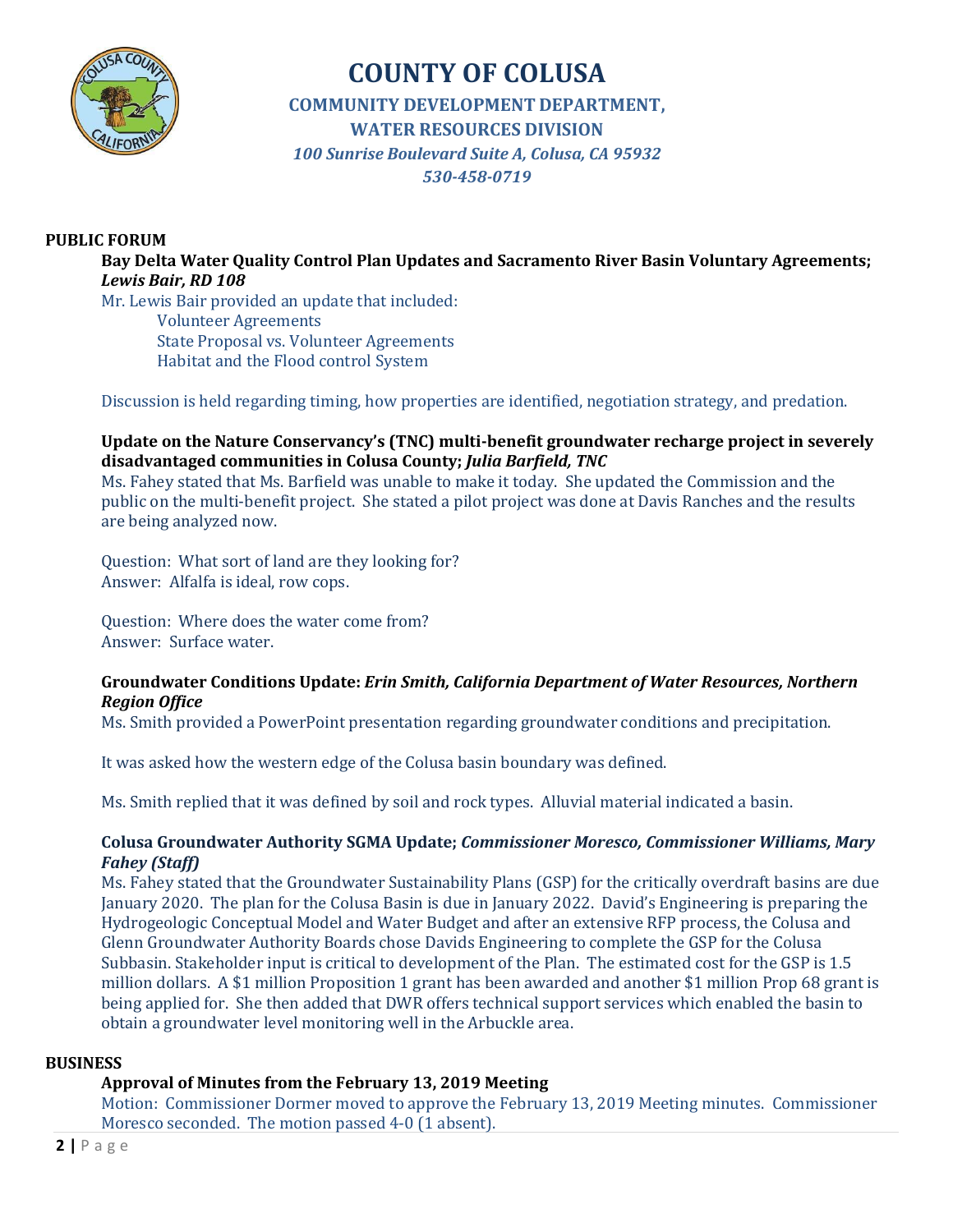# COUNTY OF COLUSA

## COMMUNITY DEVELOPMENT DEPARTMENT, WATER RESOURCES DIVISION

*100 Sunrise Boulevard Suite A, Colusa, CA 95932*
*530-458-0719*

**PUBLIC FORUM**

**Bay Delta Water Quality Control Plan Updates and Sacramento River Basin Voluntary Agreements; *Lewis Bair, RD 108***

Mr. Lewis Bair provided an update that included:

- Volunteer Agreements
- State Proposal vs. Volunteer Agreements
- Habitat and the Flood control System

Discussion is held regarding timing, how properties are identified, negotiation strategy, and predation.

**Update on the Nature Conservancy's (TNC) multi-benefit groundwater recharge project in severely disadvantaged communities in Colusa County; *Julia Barfield, TNC***

Ms. Fahey stated that Ms. Barfield was unable to make it today. She updated the Commission and the public on the multi-benefit project. She stated a pilot project was done at Davis Ranches and the results are being analyzed now.

Question: What sort of land are they looking for?
Answer: Alfalfa is ideal, row cops.

Question: Where does the water come from?
Answer: Surface water.

**Groundwater Conditions Update: *Erin Smith, California Department of Water Resources, Northern Region Office***

Ms. Smith provided a PowerPoint presentation regarding groundwater conditions and precipitation.

It was asked how the western edge of the Colusa basin boundary was defined.

Ms. Smith replied that it was defined by soil and rock types. Alluvial material indicated a basin.

**Colusa Groundwater Authority SGMA Update; *Commissioner Moresco, Commissioner Williams, Mary Fahey (Staff)***

Ms. Fahey stated that the Groundwater Sustainability Plans (GSP) for the critically overdraft basins are due January 2020. The plan for the Colusa Basin is due in January 2022. David's Engineering is preparing the Hydrogeologic Conceptual Model and Water Budget and after an extensive RFP process, the Colusa and Glenn Groundwater Authority Boards chose Davids Engineering to complete the GSP for the Colusa Subbasin. Stakeholder input is critical to development of the Plan. The estimated cost for the GSP is 1.5 million dollars. A $1 million Proposition 1 grant has been awarded and another $1 million Prop 68 grant is being applied for. She then added that DWR offers technical support services which enabled the basin to obtain a groundwater level monitoring well in the Arbuckle area.

**BUSINESS**

**Approval of Minutes from the February 13, 2019 Meeting**

Motion: Commissioner Dormer moved to approve the February 13, 2019 Meeting minutes. Commissioner Moresco seconded. The motion passed 4-0 (1 absent).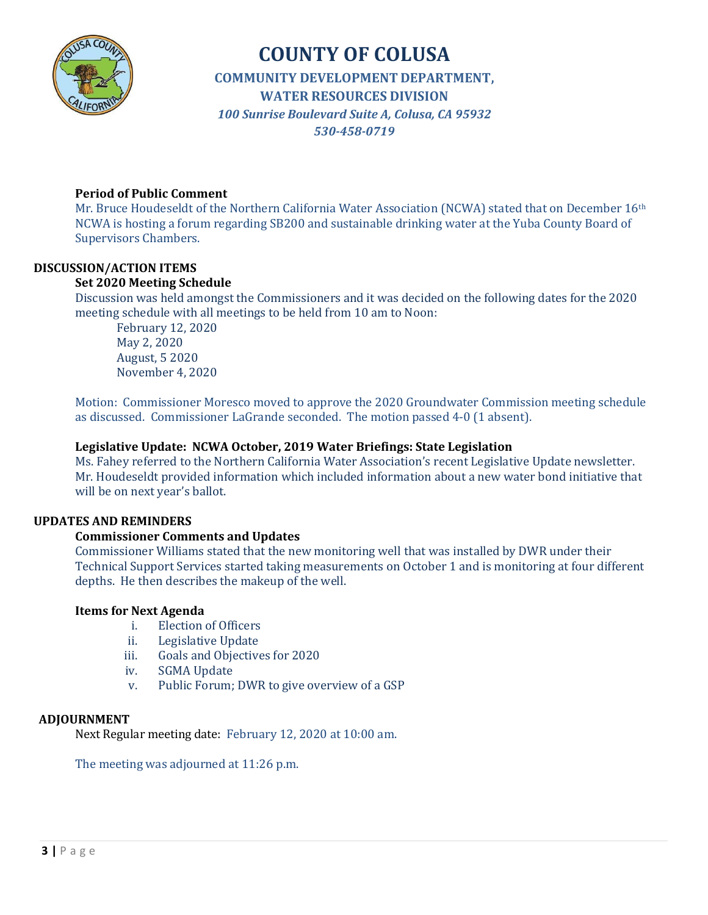# COUNTY OF COLUSA

**COMMUNITY DEVELOPMENT DEPARTMENT,**
**WATER RESOURCES DIVISION**
*100 Sunrise Boulevard Suite A, Colusa, CA 95932*
*530-458-0719*

**Period of Public Comment**

Mr. Bruce Houdeseldt of the Northern California Water Association (NCWA) stated that on December 16th NCWA is hosting a forum regarding SB200 and sustainable drinking water at the Yuba County Board of Supervisors Chambers.

## DISCUSSION/ACTION ITEMS

**Set 2020 Meeting Schedule**

Discussion was held amongst the Commissioners and it was decided on the following dates for the 2020 meeting schedule with all meetings to be held from 10 am to Noon:

February 12, 2020
May 2, 2020
August, 5 2020
November 4, 2020

Motion: Commissioner Moresco moved to approve the 2020 Groundwater Commission meeting schedule as discussed. Commissioner LaGrande seconded. The motion passed 4-0 (1 absent).

**Legislative Update: NCWA October, 2019 Water Briefings: State Legislation**

Ms. Fahey referred to the Northern California Water Association's recent Legislative Update newsletter. Mr. Houdeseldt provided information which included information about a new water bond initiative that will be on next year's ballot.

## UPDATES AND REMINDERS

**Commissioner Comments and Updates**

Commissioner Williams stated that the new monitoring well that was installed by DWR under their Technical Support Services started taking measurements on October 1 and is monitoring at four different depths. He then describes the makeup of the well.

**Items for Next Agenda**

i. Election of Officers
ii. Legislative Update
iii. Goals and Objectives for 2020
iv. SGMA Update
v. Public Forum; DWR to give overview of a GSP

## ADJOURNMENT

Next Regular meeting date: February 12, 2020 at 10:00 am.

The meeting was adjourned at 11:26 p.m.